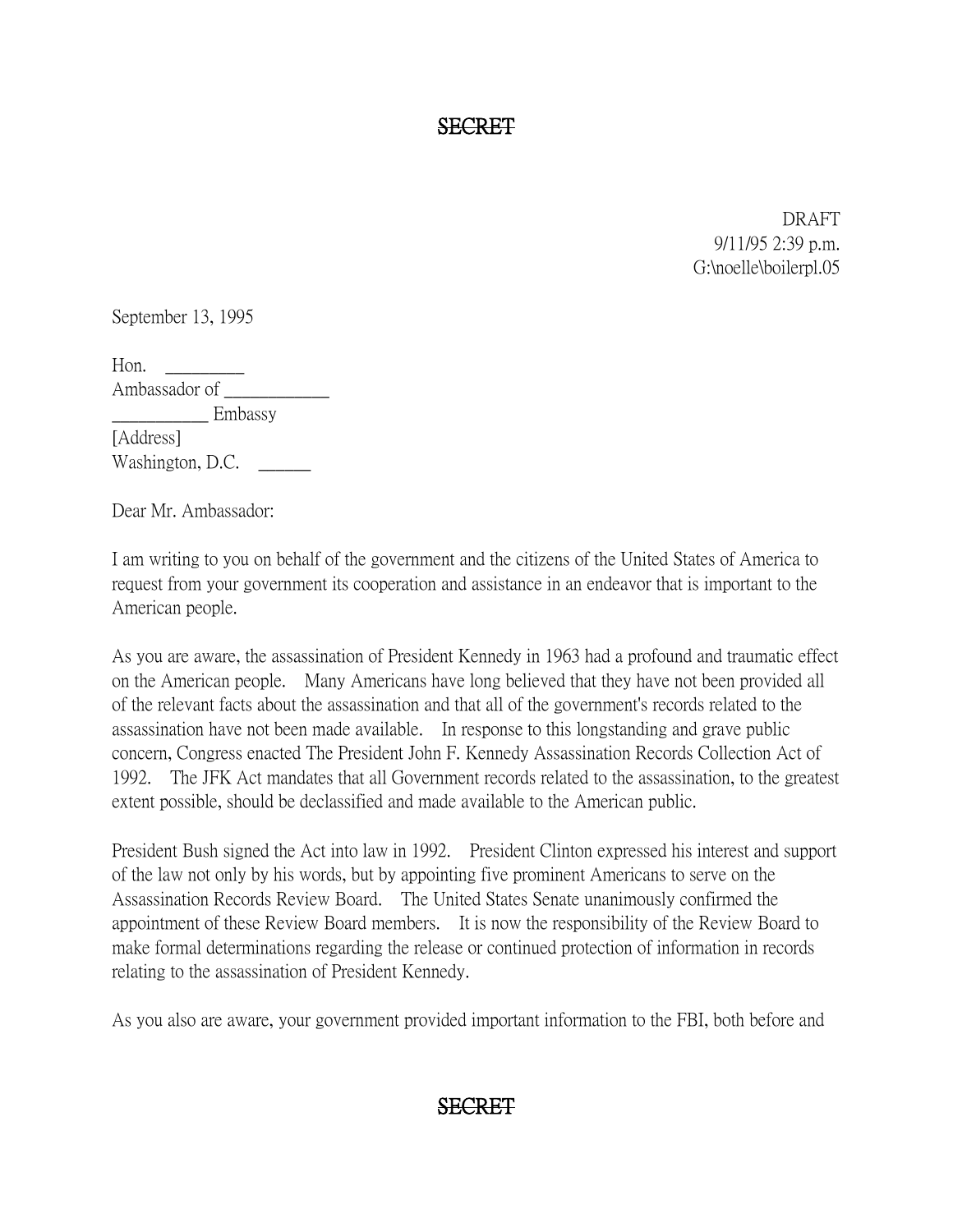~~SECRET~~

DRAFT
9/11/95 2:39 p.m.
G:\noelle\boilerpl.05

September 13, 1995

Hon. _________
Ambassador of ____________
___________ Embassy
[Address]
Washington, D.C. ______

Dear Mr. Ambassador:

I am writing to you on behalf of the government and the citizens of the United States of America to request from your government its cooperation and assistance in an endeavor that is important to the American people.

As you are aware, the assassination of President Kennedy in 1963 had a profound and traumatic effect on the American people. Many Americans have long believed that they have not been provided all of the relevant facts about the assassination and that all of the government's records related to the assassination have not been made available. In response to this longstanding and grave public concern, Congress enacted The President John F. Kennedy Assassination Records Collection Act of 1992. The JFK Act mandates that all Government records related to the assassination, to the greatest extent possible, should be declassified and made available to the American public.

President Bush signed the Act into law in 1992. President Clinton expressed his interest and support of the law not only by his words, but by appointing five prominent Americans to serve on the Assassination Records Review Board. The United States Senate unanimously confirmed the appointment of these Review Board members. It is now the responsibility of the Review Board to make formal determinations regarding the release or continued protection of information in records relating to the assassination of President Kennedy.

As you also are aware, your government provided important information to the FBI, both before and

~~SECRET~~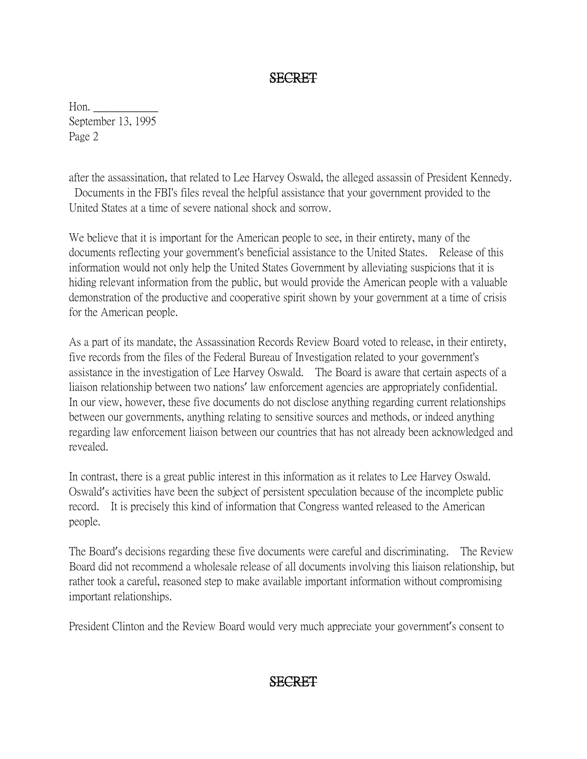SECRET

Hon. ___________
September 13, 1995
Page 2

after the assassination, that related to Lee Harvey Oswald, the alleged assassin of President Kennedy. Documents in the FBI's files reveal the helpful assistance that your government provided to the United States at a time of severe national shock and sorrow.

We believe that it is important for the American people to see, in their entirety, many of the documents reflecting your government's beneficial assistance to the United States. Release of this information would not only help the United States Government by alleviating suspicions that it is hiding relevant information from the public, but would provide the American people with a valuable demonstration of the productive and cooperative spirit shown by your government at a time of crisis for the American people.

As a part of its mandate, the Assassination Records Review Board voted to release, in their entirety, five records from the files of the Federal Bureau of Investigation related to your government's assistance in the investigation of Lee Harvey Oswald. The Board is aware that certain aspects of a liaison relationship between two nations' law enforcement agencies are appropriately confidential. In our view, however, these five documents do not disclose anything regarding current relationships between our governments, anything relating to sensitive sources and methods, or indeed anything regarding law enforcement liaison between our countries that has not already been acknowledged and revealed.

In contrast, there is a great public interest in this information as it relates to Lee Harvey Oswald. Oswald's activities have been the subject of persistent speculation because of the incomplete public record. It is precisely this kind of information that Congress wanted released to the American people.

The Board's decisions regarding these five documents were careful and discriminating. The Review Board did not recommend a wholesale release of all documents involving this liaison relationship, but rather took a careful, reasoned step to make available important information without compromising important relationships.

President Clinton and the Review Board would very much appreciate your government's consent to

SECRET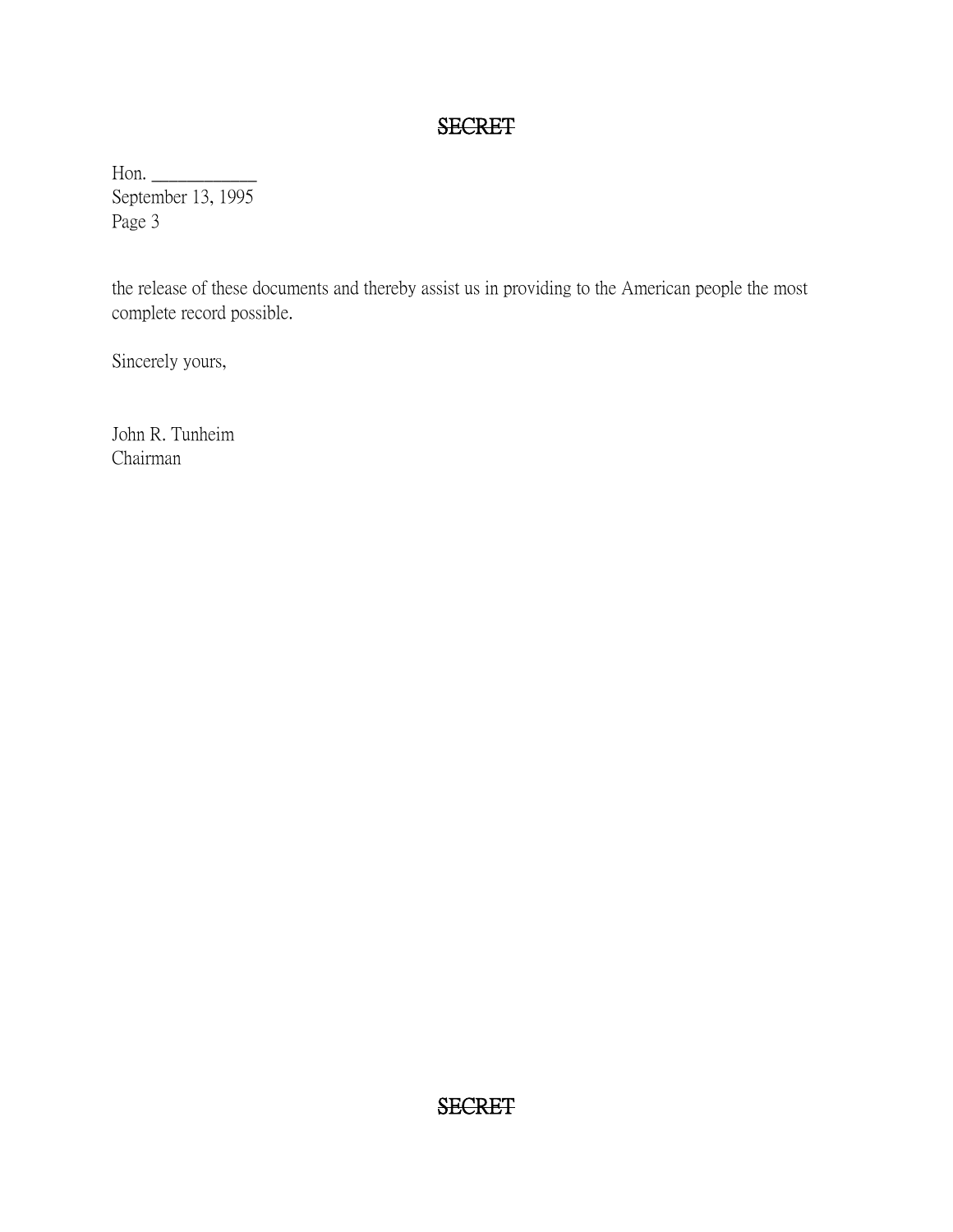Hon. ____________

September 13, 1995

Page 3

the release of these documents and thereby assist us in providing to the American people the most complete record possible.

Sincerely yours,

John R. Tunheim

Chairman